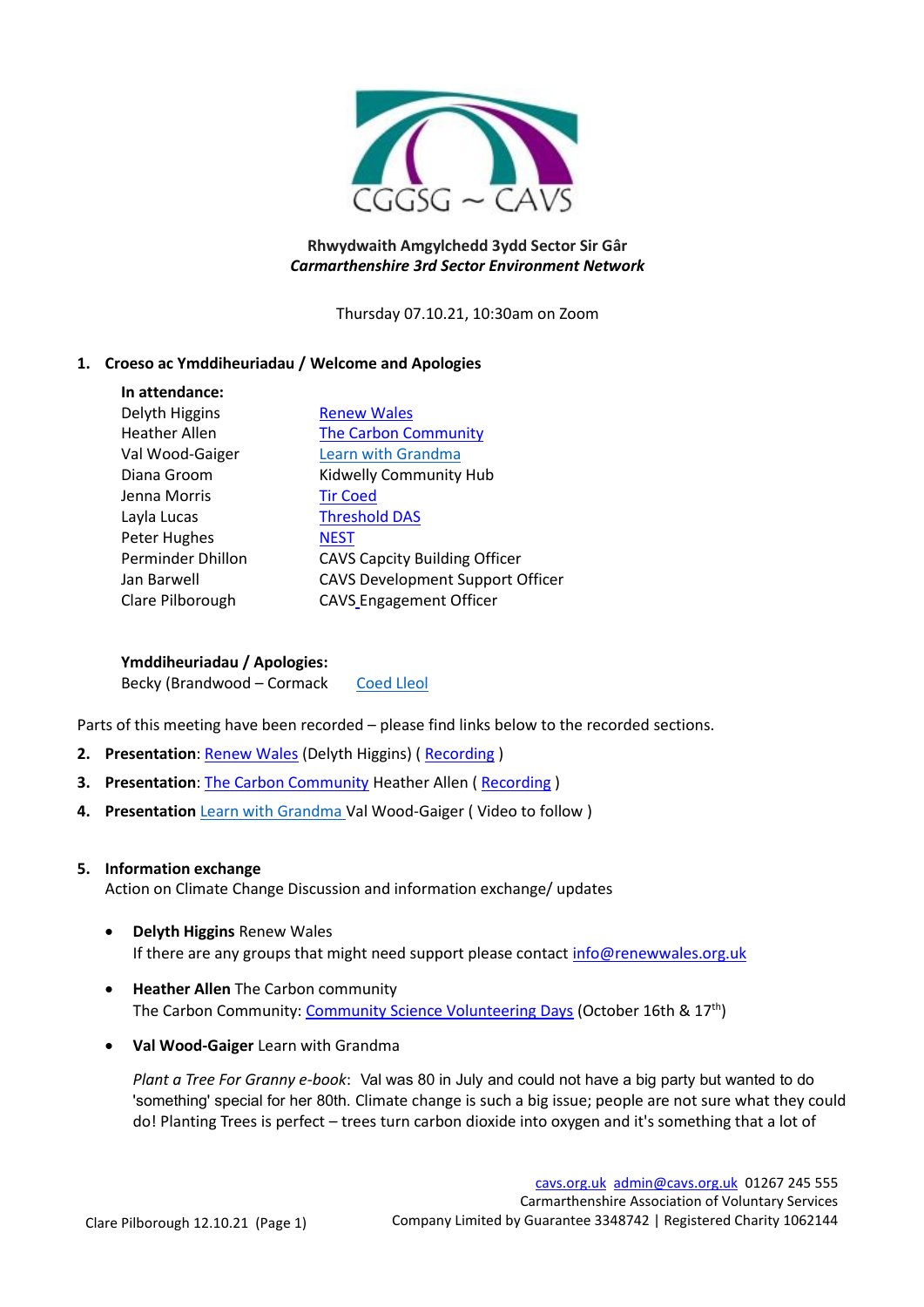CGGSG ~ CAVS

**Rhwydwaith Amgylchedd 3ydd Sector Sir Gâr**
***Carmarthenshire 3rd Sector Environment Network***

Thursday 07.10.21, 10:30am on Zoom

## 1. Croeso ac Ymddiheuriadau / Welcome and Apologies

**In attendance:**

| | |
|---|---|
| Delyth Higgins | Renew Wales |
| Heather Allen | The Carbon Community |
| Val Wood-Gaiger | Learn with Grandma |
| Diana Groom | Kidwelly Community Hub |
| Jenna Morris | Tir Coed |
| Layla Lucas | Threshold DAS |
| Peter Hughes | NEST |
| Perminder Dhillon | CAVS Capcity Building Officer |
| Jan Barwell | CAVS Development Support Officer |
| Clare Pilborough | CAVS Engagement Officer |

**Ymddiheuriadau / Apologies:**
Becky (Brandwood – Cormack    Coed Lleol

Parts of this meeting have been recorded – please find links below to the recorded sections.

2. **Presentation**: Renew Wales (Delyth Higgins) ( Recording )
3. **Presentation**: The Carbon Community Heather Allen ( Recording )
4. **Presentation** Learn with Grandma Val Wood-Gaiger ( Video to follow )

## 5. Information exchange

Action on Climate Change Discussion and information exchange/ updates

- **Delyth Higgins** Renew Wales
  If there are any groups that might need support please contact info@renewwales.org.uk

- **Heather Allen** The Carbon community
  The Carbon Community: Community Science Volunteering Days (October 16th & 17th)

- **Val Wood-Gaiger** Learn with Grandma

  *Plant a Tree For Granny e-book*: Val was 80 in July and could not have a big party but wanted to do 'something' special for her 80th. Climate change is such a big issue; people are not sure what they could do! Planting Trees is perfect – trees turn carbon dioxide into oxygen and it's something that a lot of

cavs.org.uk admin@cavs.org.uk 01267 245 555
Carmarthenshire Association of Voluntary Services
Company Limited by Guarantee 3348742 | Registered Charity 1062144

Clare Pilborough 12.10.21 (Page 1)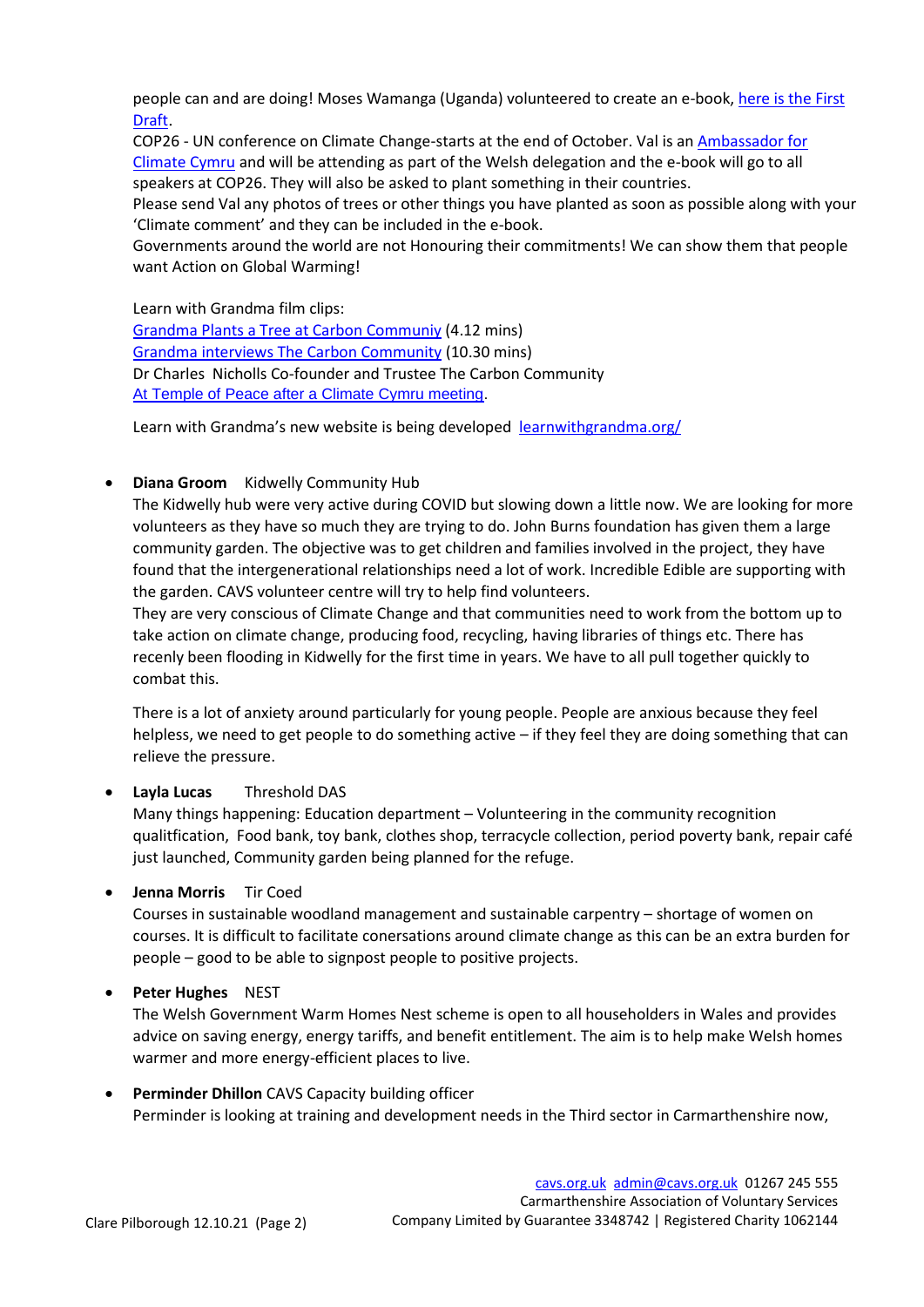people can and are doing! Moses Wamanga (Uganda) volunteered to create an e-book, here is the First Draft.
COP26 - UN conference on Climate Change-starts at the end of October. Val is an Ambassador for Climate Cymru and will be attending as part of the Welsh delegation and the e-book will go to all speakers at COP26. They will also be asked to plant something in their countries.
Please send Val any photos of trees or other things you have planted as soon as possible along with your 'Climate comment' and they can be included in the e-book.
Governments around the world are not Honouring their commitments! We can show them that people want Action on Global Warming!

Learn with Grandma film clips:
Grandma Plants a Tree at Carbon Communiy (4.12 mins)
Grandma interviews The Carbon Community (10.30 mins)
Dr Charles Nicholls Co-founder and Trustee The Carbon Community
At Temple of Peace after a Climate Cymru meeting.

Learn with Grandma's new website is being developed learnwithgrandma.org/

- **Diana Groom** Kidwelly Community Hub
  The Kidwelly hub were very active during COVID but slowing down a little now. We are looking for more volunteers as they have so much they are trying to do. John Burns foundation has given them a large community garden. The objective was to get children and families involved in the project, they have found that the intergenerational relationships need a lot of work. Incredible Edible are supporting with the garden. CAVS volunteer centre will try to help find volunteers.
  They are very conscious of Climate Change and that communities need to work from the bottom up to take action on climate change, producing food, recycling, having libraries of things etc. There has recenly been flooding in Kidwelly for the first time in years. We have to all pull together quickly to combat this.

  There is a lot of anxiety around particularly for young people. People are anxious because they feel helpless, we need to get people to do something active – if they feel they are doing something that can relieve the pressure.

- **Layla Lucas** Threshold DAS
  Many things happening: Education department – Volunteering in the community recognition qualitfication, Food bank, toy bank, clothes shop, terracycle collection, period poverty bank, repair café just launched, Community garden being planned for the refuge.

- **Jenna Morris** Tir Coed
  Courses in sustainable woodland management and sustainable carpentry – shortage of women on courses. It is difficult to facilitate conersations around climate change as this can be an extra burden for people – good to be able to signpost people to positive projects.

- **Peter Hughes** NEST
  The Welsh Government Warm Homes Nest scheme is open to all householders in Wales and provides advice on saving energy, energy tariffs, and benefit entitlement. The aim is to help make Welsh homes warmer and more energy-efficient places to live.

- **Perminder Dhillon** CAVS Capacity building officer
  Perminder is looking at training and development needs in the Third sector in Carmarthenshire now,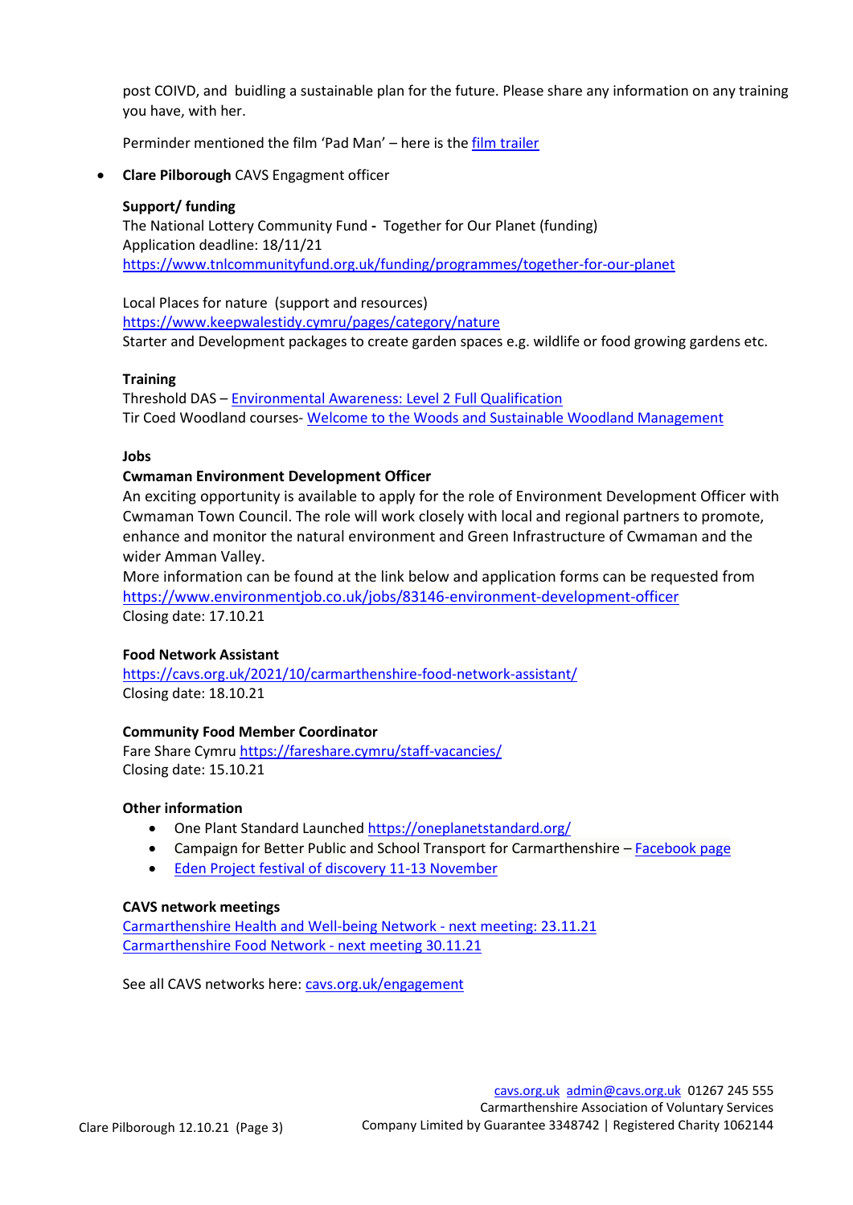post COIVD, and buidling a sustainable plan for the future. Please share any information on any training you have, with her.

Perminder mentioned the film 'Pad Man' – here is the film trailer

- **Clare Pilborough** CAVS Engagment officer

**Support/ funding**
The National Lottery Community Fund - Together for Our Planet (funding)
Application deadline: 18/11/21
https://www.tnlcommunityfund.org.uk/funding/programmes/together-for-our-planet

Local Places for nature (support and resources)
https://www.keepwalestidy.cymru/pages/category/nature
Starter and Development packages to create garden spaces e.g. wildlife or food growing gardens etc.

**Training**
Threshold DAS – Environmental Awareness: Level 2 Full Qualification
Tir Coed Woodland courses- Welcome to the Woods and Sustainable Woodland Management

**Jobs**

**Cwmaman Environment Development Officer**
An exciting opportunity is available to apply for the role of Environment Development Officer with Cwmaman Town Council. The role will work closely with local and regional partners to promote, enhance and monitor the natural environment and Green Infrastructure of Cwmaman and the wider Amman Valley.
More information can be found at the link below and application forms can be requested from
https://www.environmentjob.co.uk/jobs/83146-environment-development-officer
Closing date: 17.10.21

**Food Network Assistant**
https://cavs.org.uk/2021/10/carmarthenshire-food-network-assistant/
Closing date: 18.10.21

**Community Food Member Coordinator**
Fare Share Cymru https://fareshare.cymru/staff-vacancies/
Closing date: 15.10.21

**Other information**

- One Plant Standard Launched https://oneplanetstandard.org/
- Campaign for Better Public and School Transport for Carmarthenshire – Facebook page
- Eden Project festival of discovery 11-13 November

**CAVS network meetings**
Carmarthenshire Health and Well-being Network - next meeting: 23.11.21
Carmarthenshire Food Network - next meeting 30.11.21

See all CAVS networks here: cavs.org.uk/engagement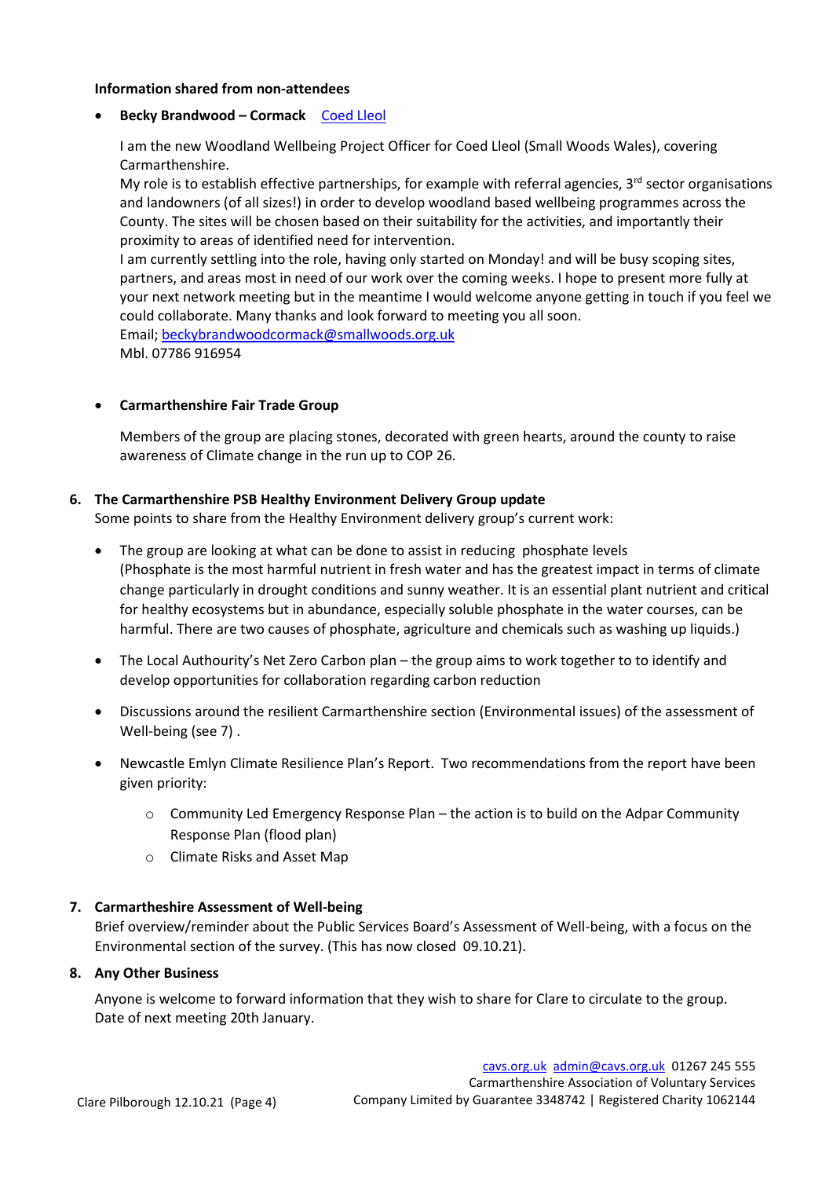**Information shared from non-attendees**

- **Becky Brandwood – Cormack** Coed Lleol

  I am the new Woodland Wellbeing Project Officer for Coed Lleol (Small Woods Wales), covering Carmarthenshire.
  My role is to establish effective partnerships, for example with referral agencies, 3rd sector organisations and landowners (of all sizes!) in order to develop woodland based wellbeing programmes across the County. The sites will be chosen based on their suitability for the activities, and importantly their proximity to areas of identified need for intervention.
  I am currently settling into the role, having only started on Monday! and will be busy scoping sites, partners, and areas most in need of our work over the coming weeks. I hope to present more fully at your next network meeting but in the meantime I would welcome anyone getting in touch if you feel we could collaborate. Many thanks and look forward to meeting you all soon.
  Email; beckybrandwoodcormack@smallwoods.org.uk
  Mbl. 07786 916954

- **Carmarthenshire Fair Trade Group**

  Members of the group are placing stones, decorated with green hearts, around the county to raise awareness of Climate change in the run up to COP 26.

**6. The Carmarthenshire PSB Healthy Environment Delivery Group update**

Some points to share from the Healthy Environment delivery group's current work:

- The group are looking at what can be done to assist in reducing phosphate levels
  (Phosphate is the most harmful nutrient in fresh water and has the greatest impact in terms of climate change particularly in drought conditions and sunny weather. It is an essential plant nutrient and critical for healthy ecosystems but in abundance, especially soluble phosphate in the water courses, can be harmful. There are two causes of phosphate, agriculture and chemicals such as washing up liquids.)

- The Local Authourity's Net Zero Carbon plan – the group aims to work together to to identify and develop opportunities for collaboration regarding carbon reduction

- Discussions around the resilient Carmarthenshire section (Environmental issues) of the assessment of Well-being (see 7) .

- Newcastle Emlyn Climate Resilience Plan's Report. Two recommendations from the report have been given priority:

  - Community Led Emergency Response Plan – the action is to build on the Adpar Community Response Plan (flood plan)
  - Climate Risks and Asset Map

**7. Carmartheshire Assessment of Well-being**

Brief overview/reminder about the Public Services Board's Assessment of Well-being, with a focus on the Environmental section of the survey. (This has now closed 09.10.21).

**8. Any Other Business**

Anyone is welcome to forward information that they wish to share for Clare to circulate to the group.
Date of next meeting 20th January.